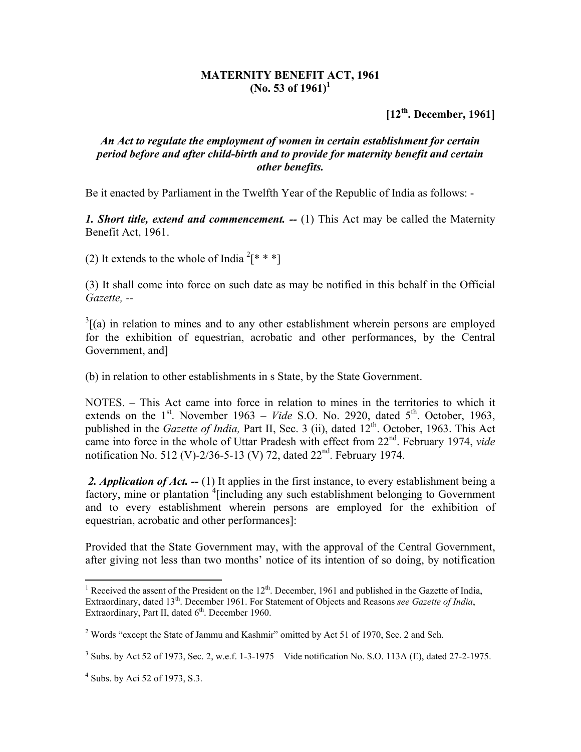# MATERNITY BENEFIT ACT, 1961
## (No. 53 of 1961)[1]

**[12th. December, 1961]**

***An Act to regulate the employment of women in certain establishment for certain period before and after child-birth and to provide for maternity benefit and certain other benefits.***

Be it enacted by Parliament in the Twelfth Year of the Republic of India as follows: -

***1. Short title, extend and commencement. --*** (1) This Act may be called the Maternity Benefit Act, 1961.

(2) It extends to the whole of India [2][* * *]

(3) It shall come into force on such date as may be notified in this behalf in the Official *Gazette,* --

[3][(a) in relation to mines and to any other establishment wherein persons are employed for the exhibition of equestrian, acrobatic and other performances, by the Central Government, and]

(b) in relation to other establishments in s State, by the State Government.

NOTES. – This Act came into force in relation to mines in the territories to which it extends on the 1st. November 1963 – *Vide* S.O. No. 2920, dated 5th. October, 1963, published in the *Gazette of India,* Part II, Sec. 3 (ii), dated 12th. October, 1963. This Act came into force in the whole of Uttar Pradesh with effect from 22nd. February 1974, *vide* notification No. 512 (V)-2/36-5-13 (V) 72, dated 22nd. February 1974.

***2. Application of Act. --*** (1) It applies in the first instance, to every establishment being a factory, mine or plantation [4][including any such establishment belonging to Government and to every establishment wherein persons are employed for the exhibition of equestrian, acrobatic and other performances]:

Provided that the State Government may, with the approval of the Central Government, after giving not less than two months' notice of its intention of so doing, by notification

---

[1] Received the assent of the President on the 12th. December, 1961 and published in the Gazette of India, Extraordinary, dated 13th. December 1961. For Statement of Objects and Reasons *see Gazette of India*, Extraordinary, Part II, dated 6th. December 1960.

[2] Words "except the State of Jammu and Kashmir" omitted by Act 51 of 1970, Sec. 2 and Sch.

[3] Subs. by Act 52 of 1973, Sec. 2, w.e.f. 1-3-1975 – Vide notification No. S.O. 113A (E), dated 27-2-1975.

[4] Subs. by Aci 52 of 1973, S.3.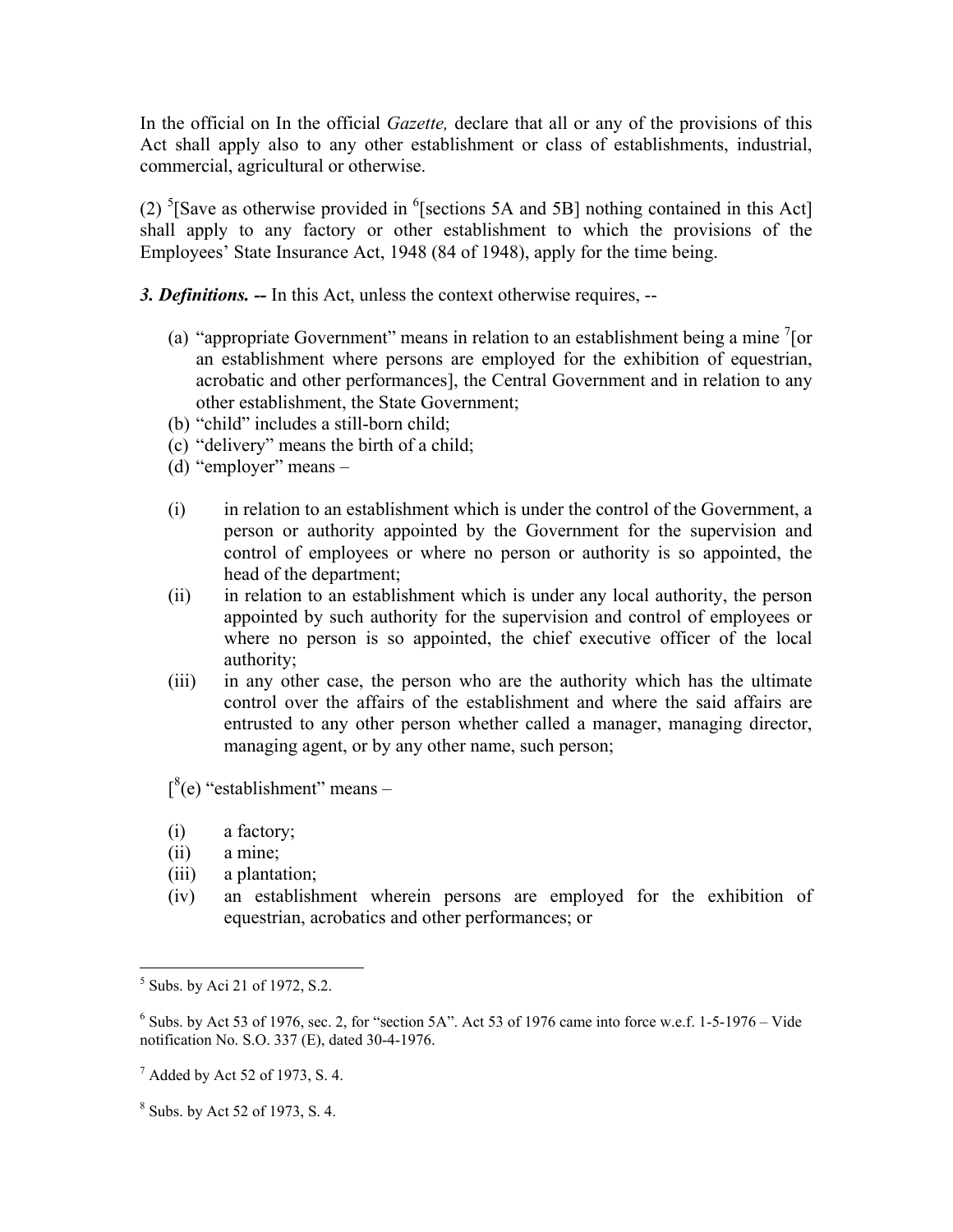In the official on In the official *Gazette,* declare that all or any of the provisions of this Act shall apply also to any other establishment or class of establishments, industrial, commercial, agricultural or otherwise.

(2) [5][Save as otherwise provided in [6][sections 5A and 5B] nothing contained in this Act] shall apply to any factory or other establishment to which the provisions of the Employees' State Insurance Act, 1948 (84 of 1948), apply for the time being.

***3. Definitions. --*** In this Act, unless the context otherwise requires, --

(a) "appropriate Government" means in relation to an establishment being a mine [7][or an establishment where persons are employed for the exhibition of equestrian, acrobatic and other performances], the Central Government and in relation to any other establishment, the State Government;

(b) "child" includes a still-born child;

(c) "delivery" means the birth of a child;

(d) "employer" means –

(i) in relation to an establishment which is under the control of the Government, a person or authority appointed by the Government for the supervision and control of employees or where no person or authority is so appointed, the head of the department;

(ii) in relation to an establishment which is under any local authority, the person appointed by such authority for the supervision and control of employees or where no person is so appointed, the chief executive officer of the local authority;

(iii) in any other case, the person who are the authority which has the ultimate control over the affairs of the establishment and where the said affairs are entrusted to any other person whether called a manager, managing director, managing agent, or by any other name, such person;

[[8](e) "establishment" means –

(i) a factory;

(ii) a mine;

(iii) a plantation;

(iv) an establishment wherein persons are employed for the exhibition of equestrian, acrobatics and other performances; or

---

[5] Subs. by Aci 21 of 1972, S.2.

[6] Subs. by Act 53 of 1976, sec. 2, for "section 5A". Act 53 of 1976 came into force w.e.f. 1-5-1976 – Vide notification No. S.O. 337 (E), dated 30-4-1976.

[7] Added by Act 52 of 1973, S. 4.

[8] Subs. by Act 52 of 1973, S. 4.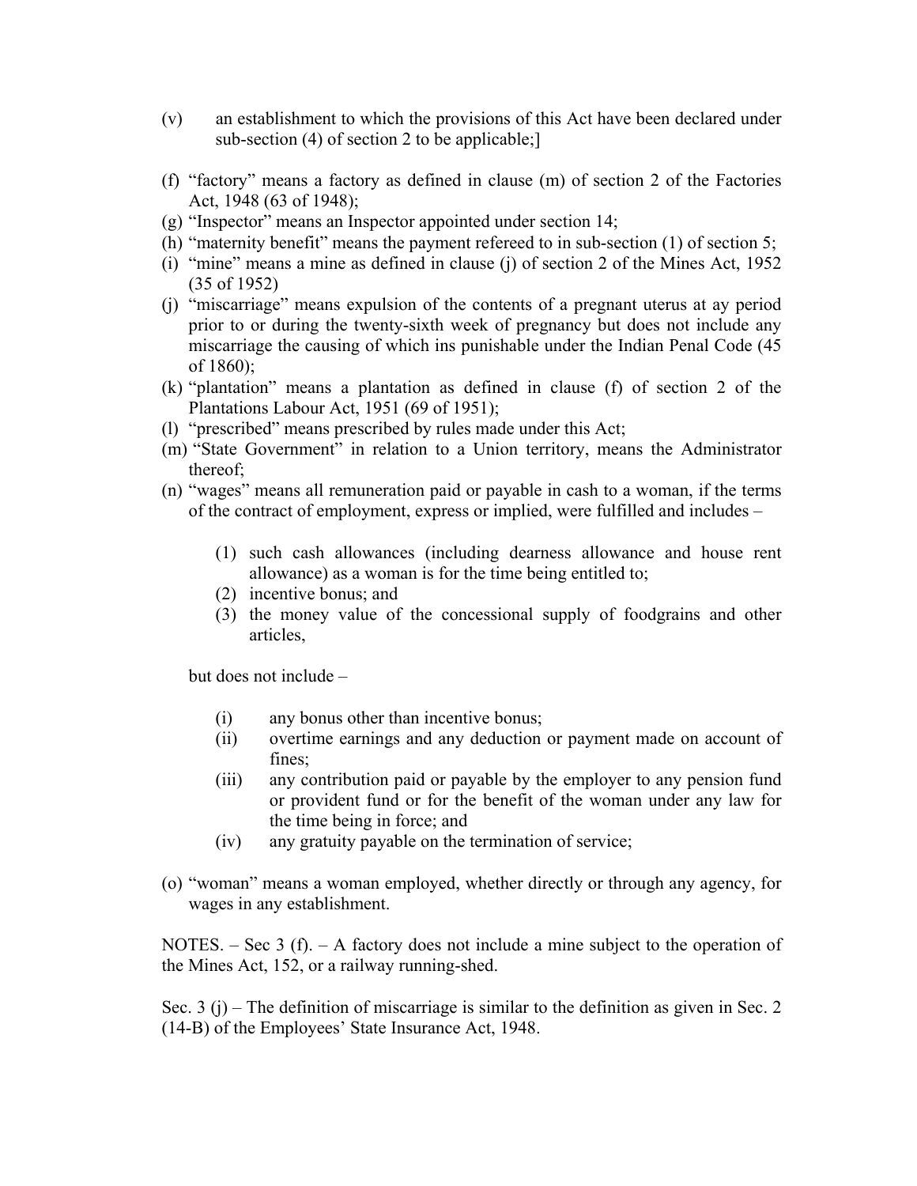(v) an establishment to which the provisions of this Act have been declared under sub-section (4) of section 2 to be applicable;]

(f) "factory" means a factory as defined in clause (m) of section 2 of the Factories Act, 1948 (63 of 1948);

(g) "Inspector" means an Inspector appointed under section 14;

(h) "maternity benefit" means the payment refereed to in sub-section (1) of section 5;

(i) "mine" means a mine as defined in clause (j) of section 2 of the Mines Act, 1952 (35 of 1952)

(j) "miscarriage" means expulsion of the contents of a pregnant uterus at ay period prior to or during the twenty-sixth week of pregnancy but does not include any miscarriage the causing of which ins punishable under the Indian Penal Code (45 of 1860);

(k) "plantation" means a plantation as defined in clause (f) of section 2 of the Plantations Labour Act, 1951 (69 of 1951);

(l) "prescribed" means prescribed by rules made under this Act;

(m) "State Government" in relation to a Union territory, means the Administrator thereof;

(n) "wages" means all remuneration paid or payable in cash to a woman, if the terms of the contract of employment, express or implied, were fulfilled and includes –

    (1) such cash allowances (including dearness allowance and house rent allowance) as a woman is for the time being entitled to;
    (2) incentive bonus; and
    (3) the money value of the concessional supply of foodgrains and other articles,

    but does not include –

    (i) any bonus other than incentive bonus;
    (ii) overtime earnings and any deduction or payment made on account of fines;
    (iii) any contribution paid or payable by the employer to any pension fund or provident fund or for the benefit of the woman under any law for the time being in force; and
    (iv) any gratuity payable on the termination of service;

(o) "woman" means a woman employed, whether directly or through any agency, for wages in any establishment.

NOTES. – Sec 3 (f). – A factory does not include a mine subject to the operation of the Mines Act, 152, or a railway running-shed.

Sec. 3 (j) – The definition of miscarriage is similar to the definition as given in Sec. 2 (14-B) of the Employees' State Insurance Act, 1948.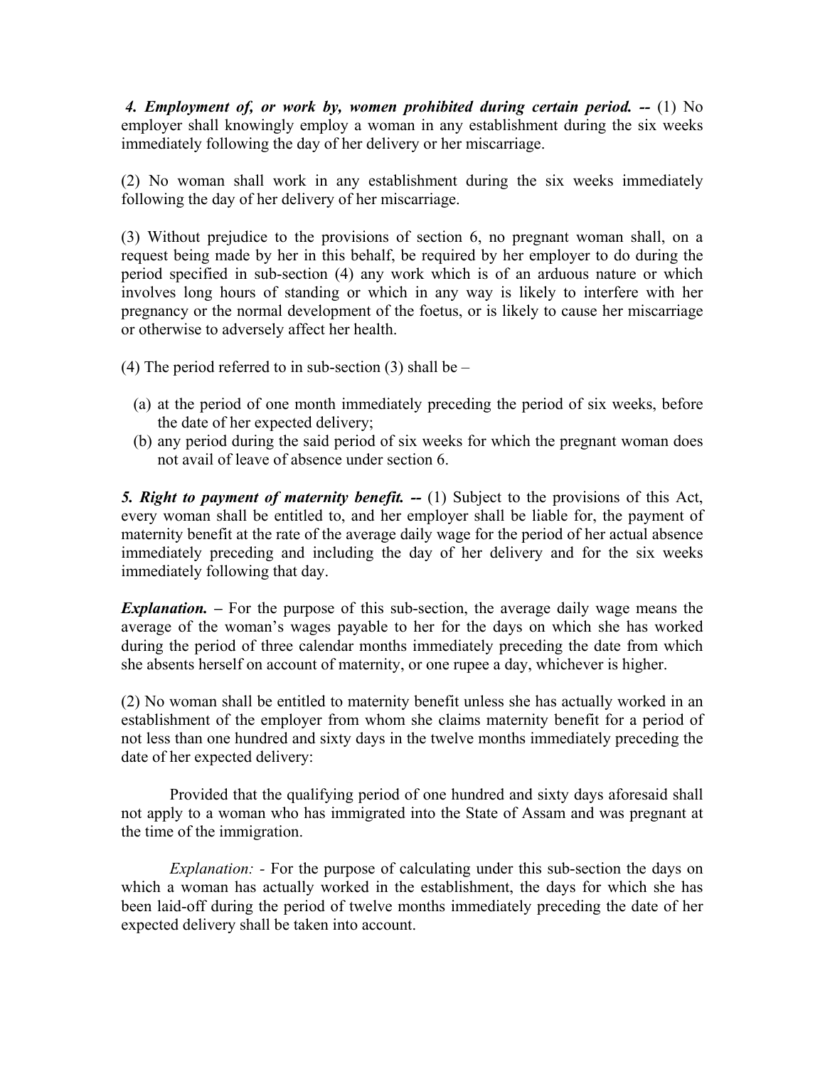***4. Employment of, or work by, women prohibited during certain period. --*** (1) No employer shall knowingly employ a woman in any establishment during the six weeks immediately following the day of her delivery or her miscarriage.

(2) No woman shall work in any establishment during the six weeks immediately following the day of her delivery of her miscarriage.

(3) Without prejudice to the provisions of section 6, no pregnant woman shall, on a request being made by her in this behalf, be required by her employer to do during the period specified in sub-section (4) any work which is of an arduous nature or which involves long hours of standing or which in any way is likely to interfere with her pregnancy or the normal development of the foetus, or is likely to cause her miscarriage or otherwise to adversely affect her health.

(4) The period referred to in sub-section (3) shall be –

(a) at the period of one month immediately preceding the period of six weeks, before the date of her expected delivery;
(b) any period during the said period of six weeks for which the pregnant woman does not avail of leave of absence under section 6.

***5. Right to payment of maternity benefit. --*** (1) Subject to the provisions of this Act, every woman shall be entitled to, and her employer shall be liable for, the payment of maternity benefit at the rate of the average daily wage for the period of her actual absence immediately preceding and including the day of her delivery and for the six weeks immediately following that day.

***Explanation. –*** For the purpose of this sub-section, the average daily wage means the average of the woman's wages payable to her for the days on which she has worked during the period of three calendar months immediately preceding the date from which she absents herself on account of maternity, or one rupee a day, whichever is higher.

(2) No woman shall be entitled to maternity benefit unless she has actually worked in an establishment of the employer from whom she claims maternity benefit for a period of not less than one hundred and sixty days in the twelve months immediately preceding the date of her expected delivery:

Provided that the qualifying period of one hundred and sixty days aforesaid shall not apply to a woman who has immigrated into the State of Assam and was pregnant at the time of the immigration.

*Explanation: -* For the purpose of calculating under this sub-section the days on which a woman has actually worked in the establishment, the days for which she has been laid-off during the period of twelve months immediately preceding the date of her expected delivery shall be taken into account.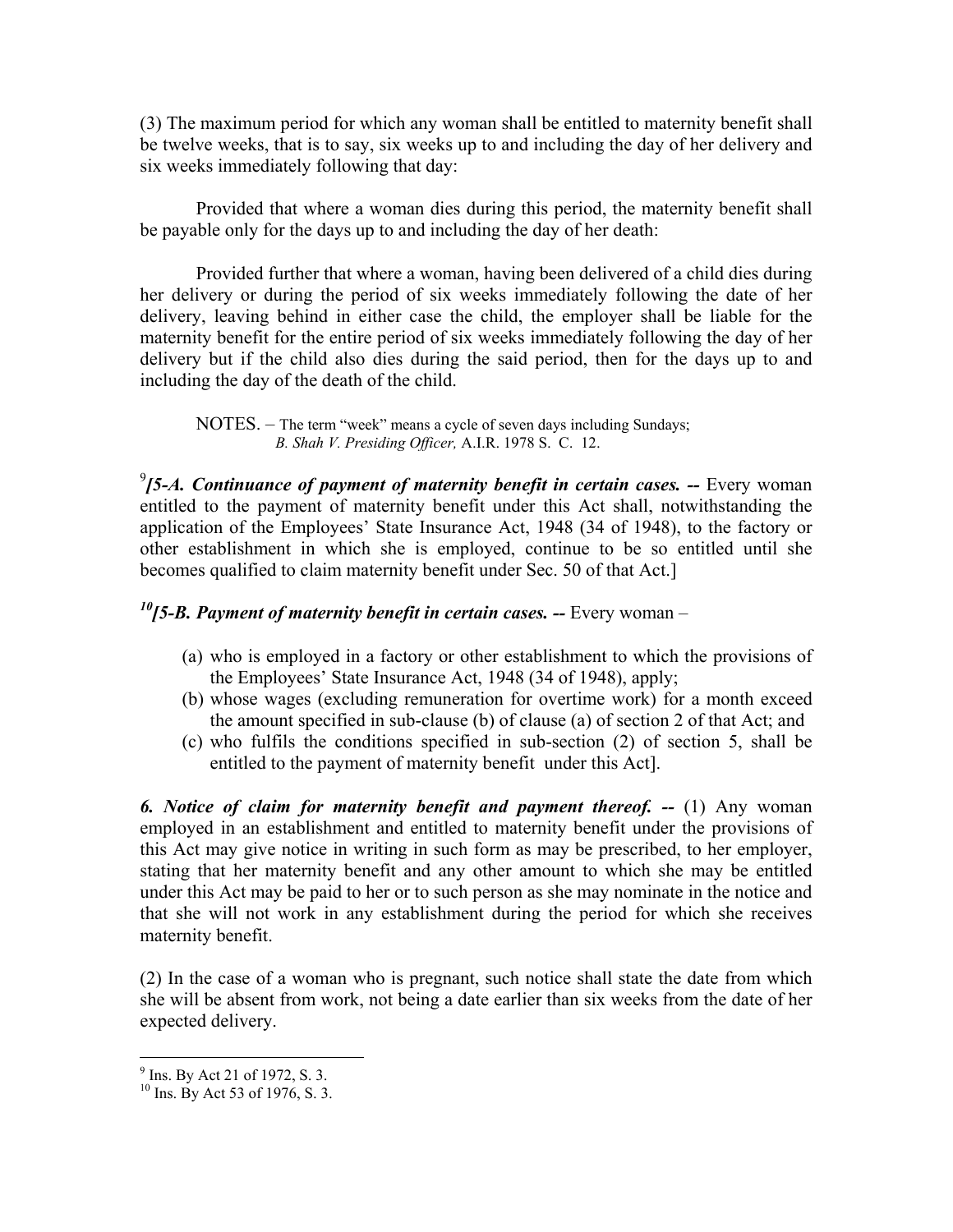(3) The maximum period for which any woman shall be entitled to maternity benefit shall be twelve weeks, that is to say, six weeks up to and including the day of her delivery and six weeks immediately following that day:

Provided that where a woman dies during this period, the maternity benefit shall be payable only for the days up to and including the day of her death:

Provided further that where a woman, having been delivered of a child dies during her delivery or during the period of six weeks immediately following the date of her delivery, leaving behind in either case the child, the employer shall be liable for the maternity benefit for the entire period of six weeks immediately following the day of her delivery but if the child also dies during the said period, then for the days up to and including the day of the death of the child.

> NOTES. – The term "week" means a cycle of seven days including Sundays; *B. Shah V. Presiding Officer,* A.I.R. 1978 S. C. 12.

[9]***[5-A. Continuance of payment of maternity benefit in certain cases. --*** Every woman entitled to the payment of maternity benefit under this Act shall, notwithstanding the application of the Employees' State Insurance Act, 1948 (34 of 1948), to the factory or other establishment in which she is employed, continue to be so entitled until she becomes qualified to claim maternity benefit under Sec. 50 of that Act.]

[10]***[5-B. Payment of maternity benefit in certain cases. --*** Every woman –

(a) who is employed in a factory or other establishment to which the provisions of the Employees' State Insurance Act, 1948 (34 of 1948), apply;
(b) whose wages (excluding remuneration for overtime work) for a month exceed the amount specified in sub-clause (b) of clause (a) of section 2 of that Act; and
(c) who fulfils the conditions specified in sub-section (2) of section 5, shall be entitled to the payment of maternity benefit under this Act].

***6. Notice of claim for maternity benefit and payment thereof. --*** (1) Any woman employed in an establishment and entitled to maternity benefit under the provisions of this Act may give notice in writing in such form as may be prescribed, to her employer, stating that her maternity benefit and any other amount to which she may be entitled under this Act may be paid to her or to such person as she may nominate in the notice and that she will not work in any establishment during the period for which she receives maternity benefit.

(2) In the case of a woman who is pregnant, such notice shall state the date from which she will be absent from work, not being a date earlier than six weeks from the date of her expected delivery.

---

[9] Ins. By Act 21 of 1972, S. 3.
[10] Ins. By Act 53 of 1976, S. 3.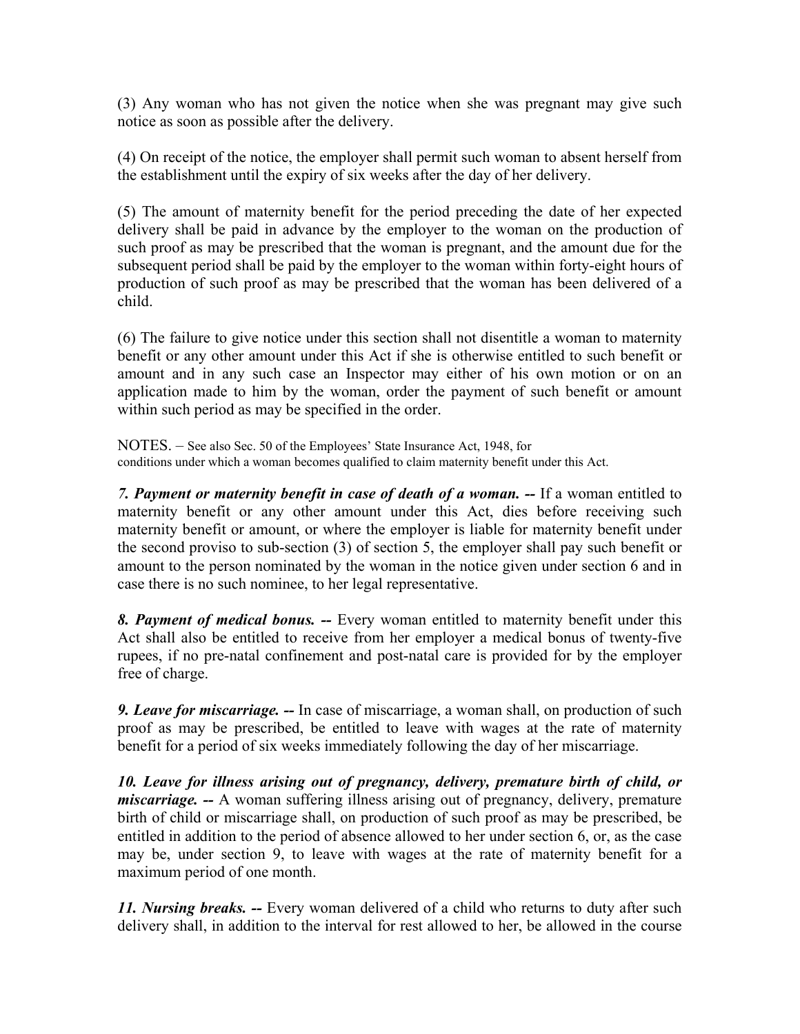(3) Any woman who has not given the notice when she was pregnant may give such notice as soon as possible after the delivery.

(4) On receipt of the notice, the employer shall permit such woman to absent herself from the establishment until the expiry of six weeks after the day of her delivery.

(5) The amount of maternity benefit for the period preceding the date of her expected delivery shall be paid in advance by the employer to the woman on the production of such proof as may be prescribed that the woman is pregnant, and the amount due for the subsequent period shall be paid by the employer to the woman within forty-eight hours of production of such proof as may be prescribed that the woman has been delivered of a child.

(6) The failure to give notice under this section shall not disentitle a woman to maternity benefit or any other amount under this Act if she is otherwise entitled to such benefit or amount and in any such case an Inspector may either of his own motion or on an application made to him by the woman, order the payment of such benefit or amount within such period as may be specified in the order.

NOTES. – See also Sec. 50 of the Employees' State Insurance Act, 1948, for conditions under which a woman becomes qualified to claim maternity benefit under this Act.

***7. Payment or maternity benefit in case of death of a woman. --*** If a woman entitled to maternity benefit or any other amount under this Act, dies before receiving such maternity benefit or amount, or where the employer is liable for maternity benefit under the second proviso to sub-section (3) of section 5, the employer shall pay such benefit or amount to the person nominated by the woman in the notice given under section 6 and in case there is no such nominee, to her legal representative.

***8. Payment of medical bonus. --*** Every woman entitled to maternity benefit under this Act shall also be entitled to receive from her employer a medical bonus of twenty-five rupees, if no pre-natal confinement and post-natal care is provided for by the employer free of charge.

***9. Leave for miscarriage. --*** In case of miscarriage, a woman shall, on production of such proof as may be prescribed, be entitled to leave with wages at the rate of maternity benefit for a period of six weeks immediately following the day of her miscarriage.

***10. Leave for illness arising out of pregnancy, delivery, premature birth of child, or miscarriage. --*** A woman suffering illness arising out of pregnancy, delivery, premature birth of child or miscarriage shall, on production of such proof as may be prescribed, be entitled in addition to the period of absence allowed to her under section 6, or, as the case may be, under section 9, to leave with wages at the rate of maternity benefit for a maximum period of one month.

***11. Nursing breaks. --*** Every woman delivered of a child who returns to duty after such delivery shall, in addition to the interval for rest allowed to her, be allowed in the course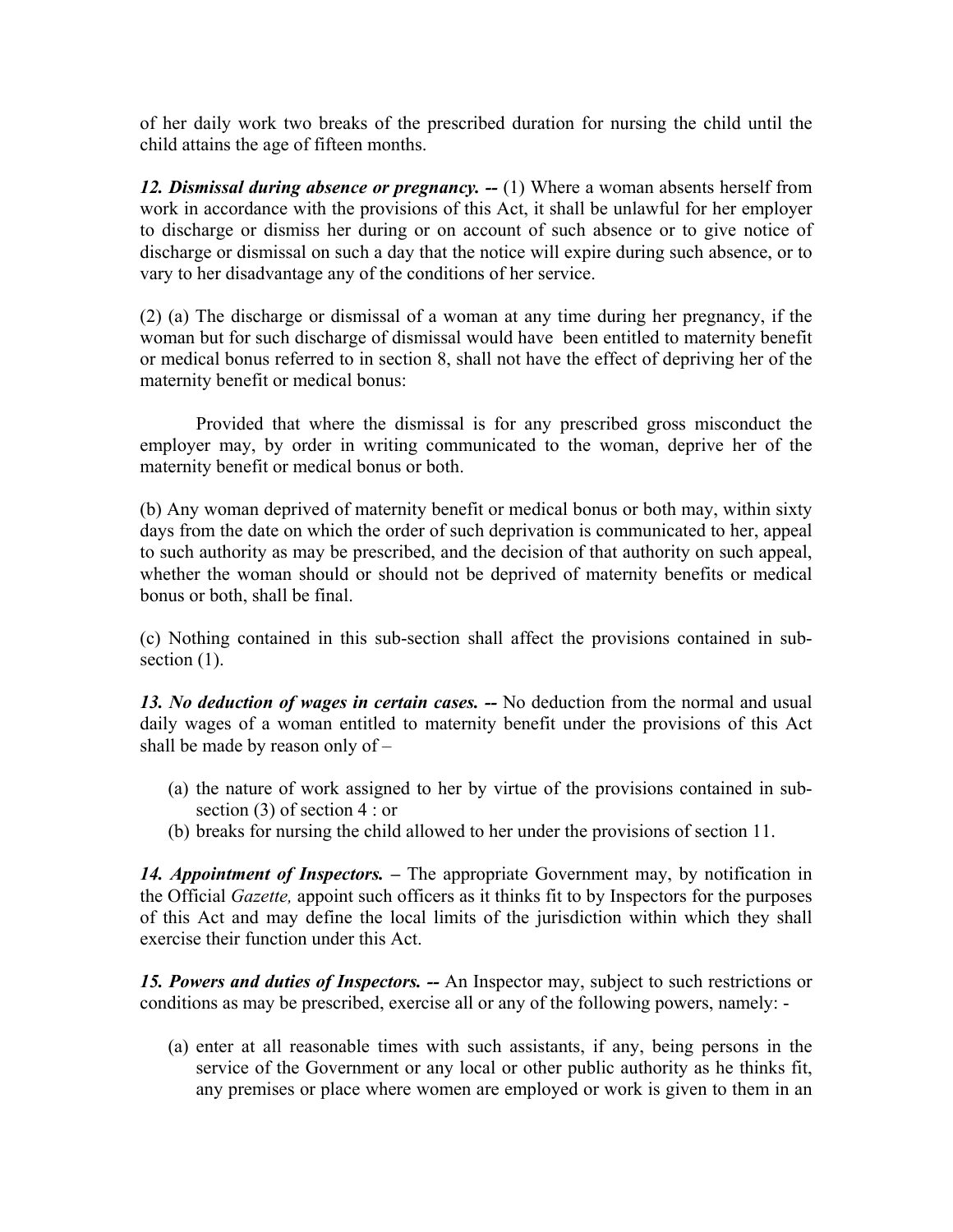of her daily work two breaks of the prescribed duration for nursing the child until the child attains the age of fifteen months.

***12. Dismissal during absence or pregnancy. --*** (1) Where a woman absents herself from work in accordance with the provisions of this Act, it shall be unlawful for her employer to discharge or dismiss her during or on account of such absence or to give notice of discharge or dismissal on such a day that the notice will expire during such absence, or to vary to her disadvantage any of the conditions of her service.

(2) (a) The discharge or dismissal of a woman at any time during her pregnancy, if the woman but for such discharge of dismissal would have been entitled to maternity benefit or medical bonus referred to in section 8, shall not have the effect of depriving her of the maternity benefit or medical bonus:

Provided that where the dismissal is for any prescribed gross misconduct the employer may, by order in writing communicated to the woman, deprive her of the maternity benefit or medical bonus or both.

(b) Any woman deprived of maternity benefit or medical bonus or both may, within sixty days from the date on which the order of such deprivation is communicated to her, appeal to such authority as may be prescribed, and the decision of that authority on such appeal, whether the woman should or should not be deprived of maternity benefits or medical bonus or both, shall be final.

(c) Nothing contained in this sub-section shall affect the provisions contained in sub-section (1).

***13. No deduction of wages in certain cases. --*** No deduction from the normal and usual daily wages of a woman entitled to maternity benefit under the provisions of this Act shall be made by reason only of –

(a) the nature of work assigned to her by virtue of the provisions contained in sub-section (3) of section 4 : or
(b) breaks for nursing the child allowed to her under the provisions of section 11.

***14. Appointment of Inspectors. –*** The appropriate Government may, by notification in the Official *Gazette,* appoint such officers as it thinks fit to by Inspectors for the purposes of this Act and may define the local limits of the jurisdiction within which they shall exercise their function under this Act.

***15. Powers and duties of Inspectors. --*** An Inspector may, subject to such restrictions or conditions as may be prescribed, exercise all or any of the following powers, namely: -

(a) enter at all reasonable times with such assistants, if any, being persons in the service of the Government or any local or other public authority as he thinks fit, any premises or place where women are employed or work is given to them in an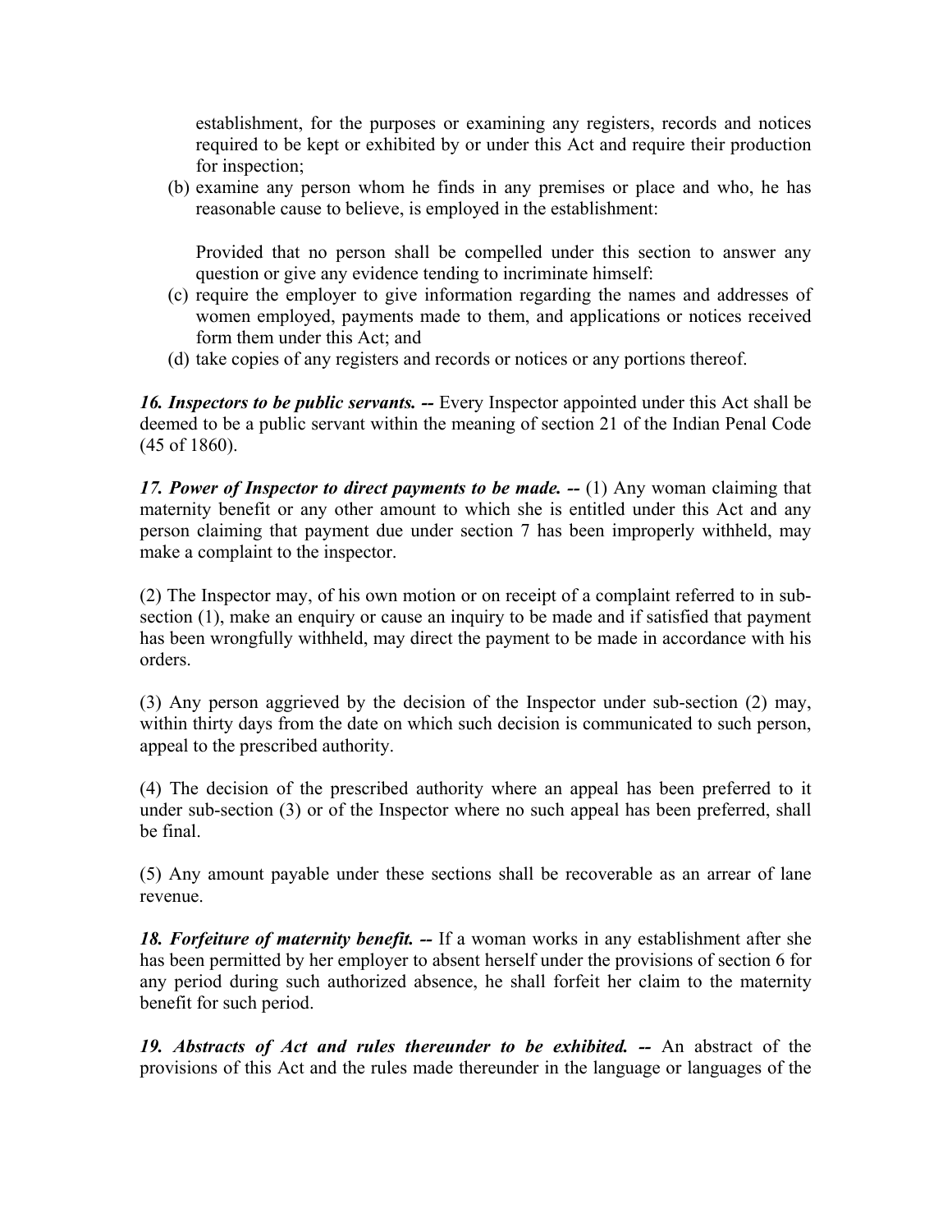establishment, for the purposes or examining any registers, records and notices required to be kept or exhibited by or under this Act and require their production for inspection;

(b) examine any person whom he finds in any premises or place and who, he has reasonable cause to believe, is employed in the establishment:

Provided that no person shall be compelled under this section to answer any question or give any evidence tending to incriminate himself:

(c) require the employer to give information regarding the names and addresses of women employed, payments made to them, and applications or notices received form them under this Act; and

(d) take copies of any registers and records or notices or any portions thereof.

***16. Inspectors to be public servants. --*** Every Inspector appointed under this Act shall be deemed to be a public servant within the meaning of section 21 of the Indian Penal Code (45 of 1860).

***17. Power of Inspector to direct payments to be made. --*** (1) Any woman claiming that maternity benefit or any other amount to which she is entitled under this Act and any person claiming that payment due under section 7 has been improperly withheld, may make a complaint to the inspector.

(2) The Inspector may, of his own motion or on receipt of a complaint referred to in sub-section (1), make an enquiry or cause an inquiry to be made and if satisfied that payment has been wrongfully withheld, may direct the payment to be made in accordance with his orders.

(3) Any person aggrieved by the decision of the Inspector under sub-section (2) may, within thirty days from the date on which such decision is communicated to such person, appeal to the prescribed authority.

(4) The decision of the prescribed authority where an appeal has been preferred to it under sub-section (3) or of the Inspector where no such appeal has been preferred, shall be final.

(5) Any amount payable under these sections shall be recoverable as an arrear of lane revenue.

***18. Forfeiture of maternity benefit. --*** If a woman works in any establishment after she has been permitted by her employer to absent herself under the provisions of section 6 for any period during such authorized absence, he shall forfeit her claim to the maternity benefit for such period.

***19. Abstracts of Act and rules thereunder to be exhibited. --*** An abstract of the provisions of this Act and the rules made thereunder in the language or languages of the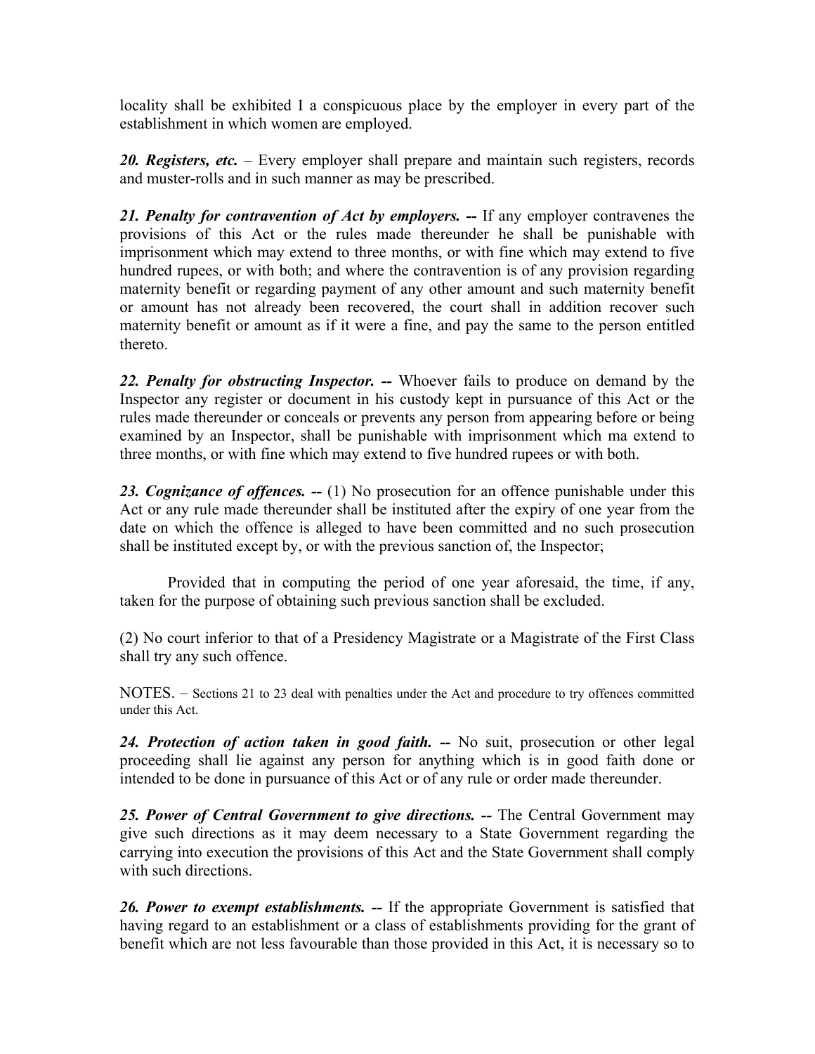locality shall be exhibited I a conspicuous place by the employer in every part of the establishment in which women are employed.

***20. Registers, etc.*** – Every employer shall prepare and maintain such registers, records and muster-rolls and in such manner as may be prescribed.

***21. Penalty for contravention of Act by employers. --*** If any employer contravenes the provisions of this Act or the rules made thereunder he shall be punishable with imprisonment which may extend to three months, or with fine which may extend to five hundred rupees, or with both; and where the contravention is of any provision regarding maternity benefit or regarding payment of any other amount and such maternity benefit or amount has not already been recovered, the court shall in addition recover such maternity benefit or amount as if it were a fine, and pay the same to the person entitled thereto.

***22. Penalty for obstructing Inspector. --*** Whoever fails to produce on demand by the Inspector any register or document in his custody kept in pursuance of this Act or the rules made thereunder or conceals or prevents any person from appearing before or being examined by an Inspector, shall be punishable with imprisonment which ma extend to three months, or with fine which may extend to five hundred rupees or with both.

***23. Cognizance of offences. --*** (1) No prosecution for an offence punishable under this Act or any rule made thereunder shall be instituted after the expiry of one year from the date on which the offence is alleged to have been committed and no such prosecution shall be instituted except by, or with the previous sanction of, the Inspector;

Provided that in computing the period of one year aforesaid, the time, if any, taken for the purpose of obtaining such previous sanction shall be excluded.

(2) No court inferior to that of a Presidency Magistrate or a Magistrate of the First Class shall try any such offence.

NOTES. – Sections 21 to 23 deal with penalties under the Act and procedure to try offences committed under this Act.

***24. Protection of action taken in good faith. --*** No suit, prosecution or other legal proceeding shall lie against any person for anything which is in good faith done or intended to be done in pursuance of this Act or of any rule or order made thereunder.

***25. Power of Central Government to give directions. --*** The Central Government may give such directions as it may deem necessary to a State Government regarding the carrying into execution the provisions of this Act and the State Government shall comply with such directions.

***26. Power to exempt establishments. --*** If the appropriate Government is satisfied that having regard to an establishment or a class of establishments providing for the grant of benefit which are not less favourable than those provided in this Act, it is necessary so to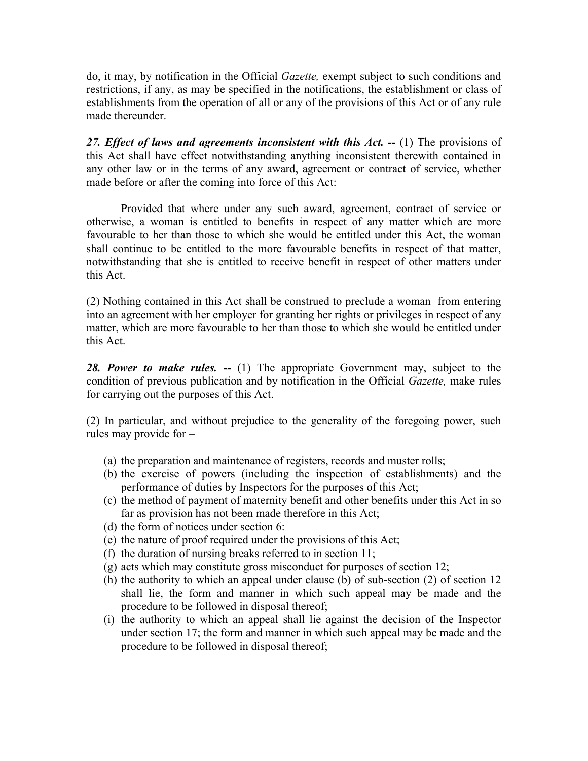do, it may, by notification in the Official *Gazette,* exempt subject to such conditions and restrictions, if any, as may be specified in the notifications, the establishment or class of establishments from the operation of all or any of the provisions of this Act or of any rule made thereunder.

***27. Effect of laws and agreements inconsistent with this Act. --*** (1) The provisions of this Act shall have effect notwithstanding anything inconsistent therewith contained in any other law or in the terms of any award, agreement or contract of service, whether made before or after the coming into force of this Act:

Provided that where under any such award, agreement, contract of service or otherwise, a woman is entitled to benefits in respect of any matter which are more favourable to her than those to which she would be entitled under this Act, the woman shall continue to be entitled to the more favourable benefits in respect of that matter, notwithstanding that she is entitled to receive benefit in respect of other matters under this Act.

(2) Nothing contained in this Act shall be construed to preclude a woman from entering into an agreement with her employer for granting her rights or privileges in respect of any matter, which are more favourable to her than those to which she would be entitled under this Act.

***28. Power to make rules. --*** (1) The appropriate Government may, subject to the condition of previous publication and by notification in the Official *Gazette,* make rules for carrying out the purposes of this Act.

(2) In particular, and without prejudice to the generality of the foregoing power, such rules may provide for –

(a) the preparation and maintenance of registers, records and muster rolls;
(b) the exercise of powers (including the inspection of establishments) and the performance of duties by Inspectors for the purposes of this Act;
(c) the method of payment of maternity benefit and other benefits under this Act in so far as provision has not been made therefore in this Act;
(d) the form of notices under section 6:
(e) the nature of proof required under the provisions of this Act;
(f) the duration of nursing breaks referred to in section 11;
(g) acts which may constitute gross misconduct for purposes of section 12;
(h) the authority to which an appeal under clause (b) of sub-section (2) of section 12 shall lie, the form and manner in which such appeal may be made and the procedure to be followed in disposal thereof;
(i) the authority to which an appeal shall lie against the decision of the Inspector under section 17; the form and manner in which such appeal may be made and the procedure to be followed in disposal thereof;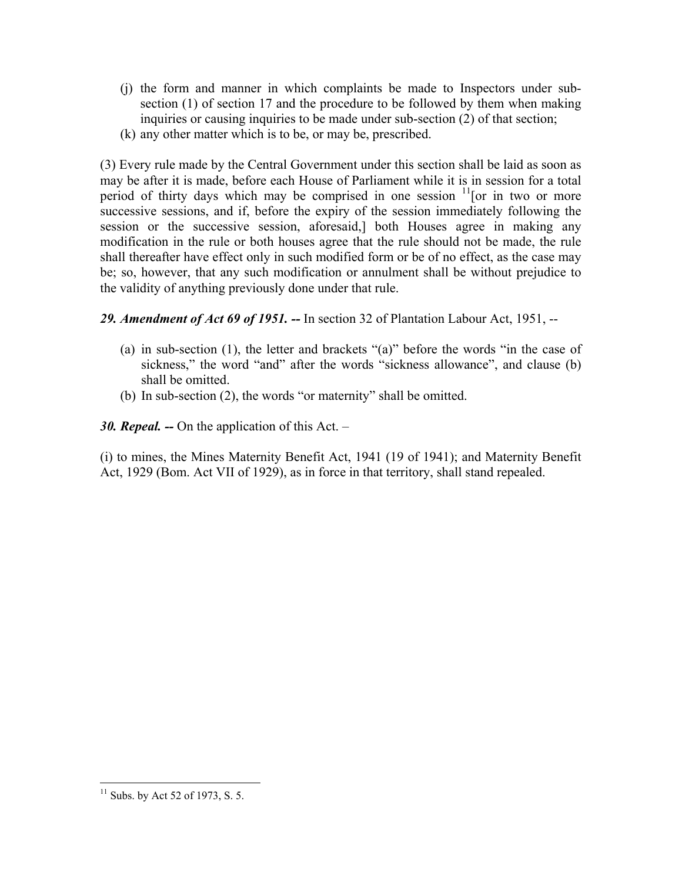(j) the form and manner in which complaints be made to Inspectors under sub-section (1) of section 17 and the procedure to be followed by them when making inquiries or causing inquiries to be made under sub-section (2) of that section;

(k) any other matter which is to be, or may be, prescribed.

(3) Every rule made by the Central Government under this section shall be laid as soon as may be after it is made, before each House of Parliament while it is in session for a total period of thirty days which may be comprised in one session [11][or in two or more successive sessions, and if, before the expiry of the session immediately following the session or the successive session, aforesaid,] both Houses agree in making any modification in the rule or both houses agree that the rule should not be made, the rule shall thereafter have effect only in such modified form or be of no effect, as the case may be; so, however, that any such modification or annulment shall be without prejudice to the validity of anything previously done under that rule.

***29. Amendment of Act 69 of 1951. --*** In section 32 of Plantation Labour Act, 1951, --

(a) in sub-section (1), the letter and brackets "(a)" before the words "in the case of sickness," the word "and" after the words "sickness allowance", and clause (b) shall be omitted.

(b) In sub-section (2), the words "or maternity" shall be omitted.

***30. Repeal. --*** On the application of this Act. –

(i) to mines, the Mines Maternity Benefit Act, 1941 (19 of 1941); and Maternity Benefit Act, 1929 (Bom. Act VII of 1929), as in force in that territory, shall stand repealed.

---

[11] Subs. by Act 52 of 1973, S. 5.